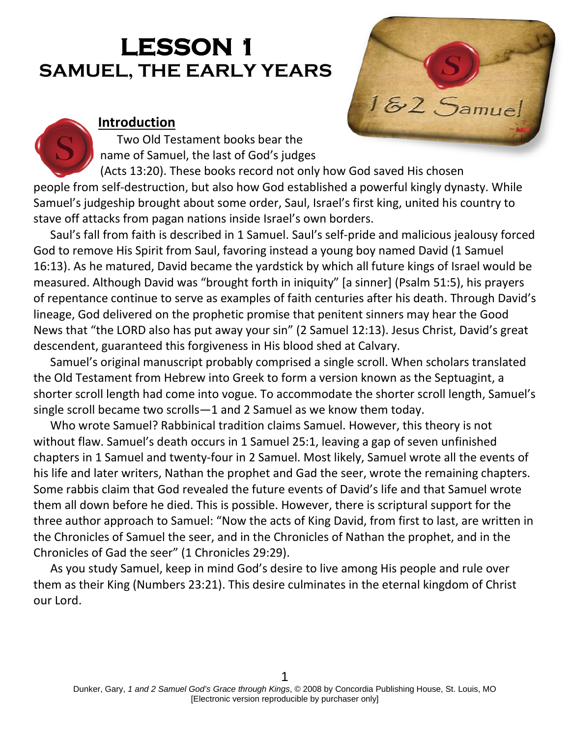# LESSON 1
## SAMUEL, THE EARLY YEARS

### Introduction

Two Old Testament books bear the name of Samuel, the last of God's judges (Acts 13:20). These books record not only how God saved His chosen people from self-destruction, but also how God established a powerful kingly dynasty. While Samuel's judgeship brought about some order, Saul, Israel's first king, united his country to stave off attacks from pagan nations inside Israel's own borders.

Saul's fall from faith is described in 1 Samuel. Saul's self-pride and malicious jealousy forced God to remove His Spirit from Saul, favoring instead a young boy named David (1 Samuel 16:13). As he matured, David became the yardstick by which all future kings of Israel would be measured. Although David was "brought forth in iniquity" [a sinner] (Psalm 51:5), his prayers of repentance continue to serve as examples of faith centuries after his death. Through David's lineage, God delivered on the prophetic promise that penitent sinners may hear the Good News that "the LORD also has put away your sin" (2 Samuel 12:13). Jesus Christ, David's great descendent, guaranteed this forgiveness in His blood shed at Calvary.

Samuel's original manuscript probably comprised a single scroll. When scholars translated the Old Testament from Hebrew into Greek to form a version known as the Septuagint, a shorter scroll length had come into vogue. To accommodate the shorter scroll length, Samuel's single scroll became two scrolls—1 and 2 Samuel as we know them today.

Who wrote Samuel? Rabbinical tradition claims Samuel. However, this theory is not without flaw. Samuel's death occurs in 1 Samuel 25:1, leaving a gap of seven unfinished chapters in 1 Samuel and twenty-four in 2 Samuel. Most likely, Samuel wrote all the events of his life and later writers, Nathan the prophet and Gad the seer, wrote the remaining chapters. Some rabbis claim that God revealed the future events of David's life and that Samuel wrote them all down before he died. This is possible. However, there is scriptural support for the three author approach to Samuel: "Now the acts of King David, from first to last, are written in the Chronicles of Samuel the seer, and in the Chronicles of Nathan the prophet, and in the Chronicles of Gad the seer" (1 Chronicles 29:29).

As you study Samuel, keep in mind God's desire to live among His people and rule over them as their King (Numbers 23:21). This desire culminates in the eternal kingdom of Christ our Lord.

Dunker, Gary, *1 and 2 Samuel God's Grace through Kings*, © 2008 by Concordia Publishing House, St. Louis, MO
[Electronic version reproducible by purchaser only]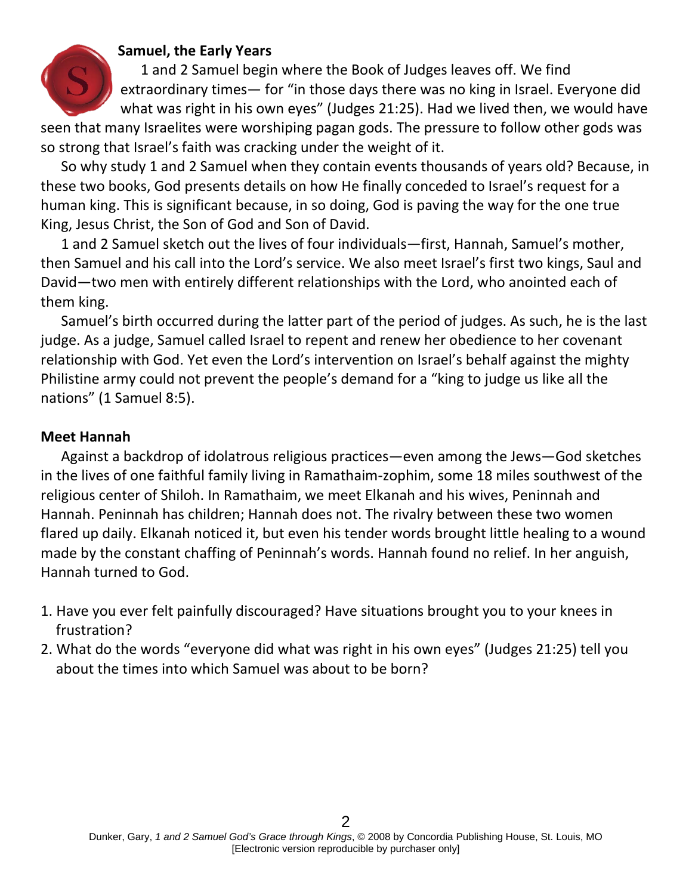## Samuel, the Early Years

1 and 2 Samuel begin where the Book of Judges leaves off. We find extraordinary times— for "in those days there was no king in Israel. Everyone did what was right in his own eyes" (Judges 21:25). Had we lived then, we would have seen that many Israelites were worshiping pagan gods. The pressure to follow other gods was so strong that Israel's faith was cracking under the weight of it.

So why study 1 and 2 Samuel when they contain events thousands of years old? Because, in these two books, God presents details on how He finally conceded to Israel's request for a human king. This is significant because, in so doing, God is paving the way for the one true King, Jesus Christ, the Son of God and Son of David.

1 and 2 Samuel sketch out the lives of four individuals—first, Hannah, Samuel's mother, then Samuel and his call into the Lord's service. We also meet Israel's first two kings, Saul and David—two men with entirely different relationships with the Lord, who anointed each of them king.

Samuel's birth occurred during the latter part of the period of judges. As such, he is the last judge. As a judge, Samuel called Israel to repent and renew her obedience to her covenant relationship with God. Yet even the Lord's intervention on Israel's behalf against the mighty Philistine army could not prevent the people's demand for a "king to judge us like all the nations" (1 Samuel 8:5).

## Meet Hannah

Against a backdrop of idolatrous religious practices—even among the Jews—God sketches in the lives of one faithful family living in Ramathaim-zophim, some 18 miles southwest of the religious center of Shiloh. In Ramathaim, we meet Elkanah and his wives, Peninnah and Hannah. Peninnah has children; Hannah does not. The rivalry between these two women flared up daily. Elkanah noticed it, but even his tender words brought little healing to a wound made by the constant chaffing of Peninnah's words. Hannah found no relief. In her anguish, Hannah turned to God.

1. Have you ever felt painfully discouraged? Have situations brought you to your knees in frustration?
2. What do the words "everyone did what was right in his own eyes" (Judges 21:25) tell you about the times into which Samuel was about to be born?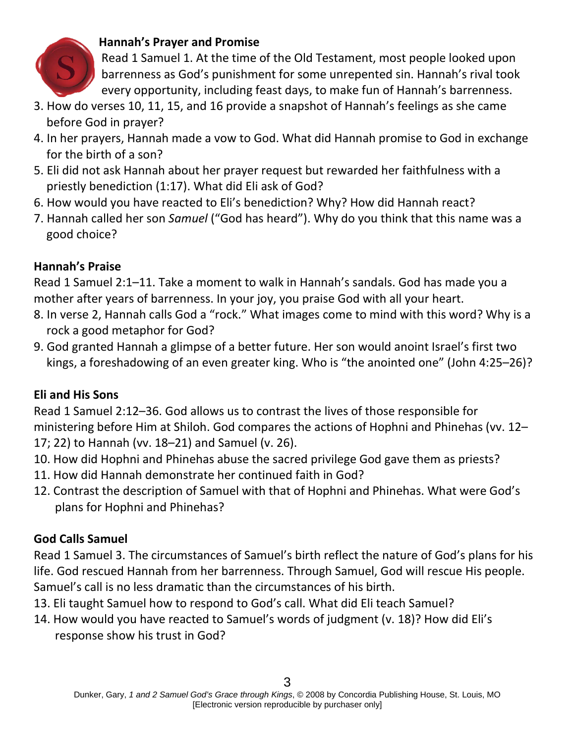### Hannah's Prayer and Promise

Read 1 Samuel 1. At the time of the Old Testament, most people looked upon barrenness as God's punishment for some unrepented sin. Hannah's rival took every opportunity, including feast days, to make fun of Hannah's barrenness.

3. How do verses 10, 11, 15, and 16 provide a snapshot of Hannah's feelings as she came before God in prayer?
4. In her prayers, Hannah made a vow to God. What did Hannah promise to God in exchange for the birth of a son?
5. Eli did not ask Hannah about her prayer request but rewarded her faithfulness with a priestly benediction (1:17). What did Eli ask of God?
6. How would you have reacted to Eli's benediction? Why? How did Hannah react?
7. Hannah called her son *Samuel* ("God has heard"). Why do you think that this name was a good choice?

### Hannah's Praise

Read 1 Samuel 2:1–11. Take a moment to walk in Hannah's sandals. God has made you a mother after years of barrenness. In your joy, you praise God with all your heart.

8. In verse 2, Hannah calls God a "rock." What images come to mind with this word? Why is a rock a good metaphor for God?
9. God granted Hannah a glimpse of a better future. Her son would anoint Israel's first two kings, a foreshadowing of an even greater king. Who is "the anointed one" (John 4:25–26)?

### Eli and His Sons

Read 1 Samuel 2:12–36. God allows us to contrast the lives of those responsible for ministering before Him at Shiloh. God compares the actions of Hophni and Phinehas (vv. 12–17; 22) to Hannah (vv. 18–21) and Samuel (v. 26).

10. How did Hophni and Phinehas abuse the sacred privilege God gave them as priests?
11. How did Hannah demonstrate her continued faith in God?
12. Contrast the description of Samuel with that of Hophni and Phinehas. What were God's plans for Hophni and Phinehas?

### God Calls Samuel

Read 1 Samuel 3. The circumstances of Samuel's birth reflect the nature of God's plans for his life. God rescued Hannah from her barrenness. Through Samuel, God will rescue His people. Samuel's call is no less dramatic than the circumstances of his birth.

13. Eli taught Samuel how to respond to God's call. What did Eli teach Samuel?
14. How would you have reacted to Samuel's words of judgment (v. 18)? How did Eli's response show his trust in God?

Dunker, Gary, *1 and 2 Samuel God's Grace through Kings*, © 2008 by Concordia Publishing House, St. Louis, MO [Electronic version reproducible by purchaser only]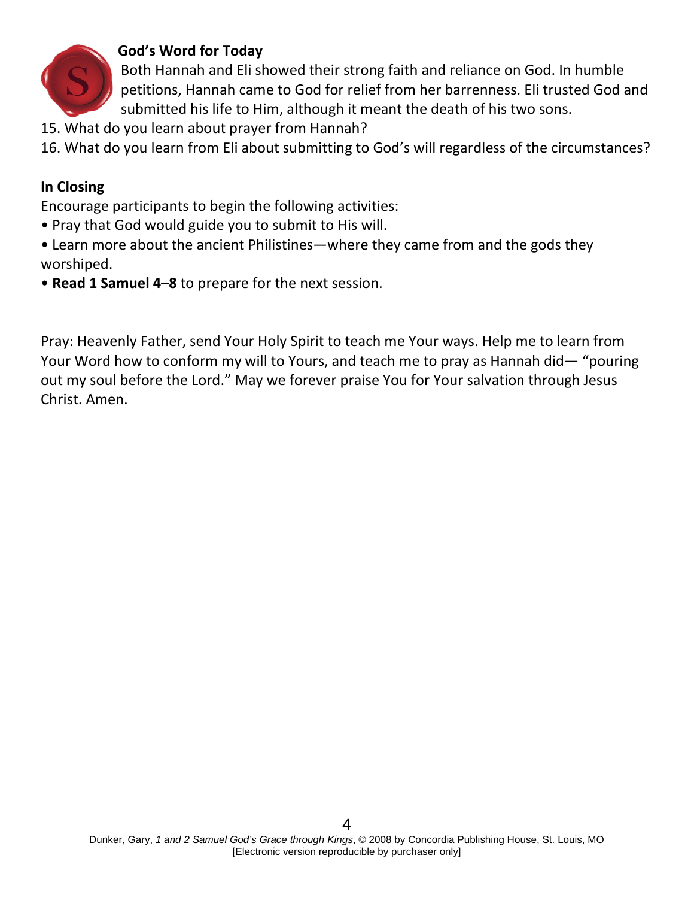**God's Word for Today**

Both Hannah and Eli showed their strong faith and reliance on God. In humble petitions, Hannah came to God for relief from her barrenness. Eli trusted God and submitted his life to Him, although it meant the death of his two sons.

15. What do you learn about prayer from Hannah?
16. What do you learn from Eli about submitting to God's will regardless of the circumstances?

**In Closing**

Encourage participants to begin the following activities:

- Pray that God would guide you to submit to His will.
- Learn more about the ancient Philistines—where they came from and the gods they worshiped.
- **Read 1 Samuel 4–8** to prepare for the next session.

Pray: Heavenly Father, send Your Holy Spirit to teach me Your ways. Help me to learn from Your Word how to conform my will to Yours, and teach me to pray as Hannah did— "pouring out my soul before the Lord." May we forever praise You for Your salvation through Jesus Christ. Amen.

Dunker, Gary, *1 and 2 Samuel God's Grace through Kings*, © 2008 by Concordia Publishing House, St. Louis, MO
[Electronic version reproducible by purchaser only]